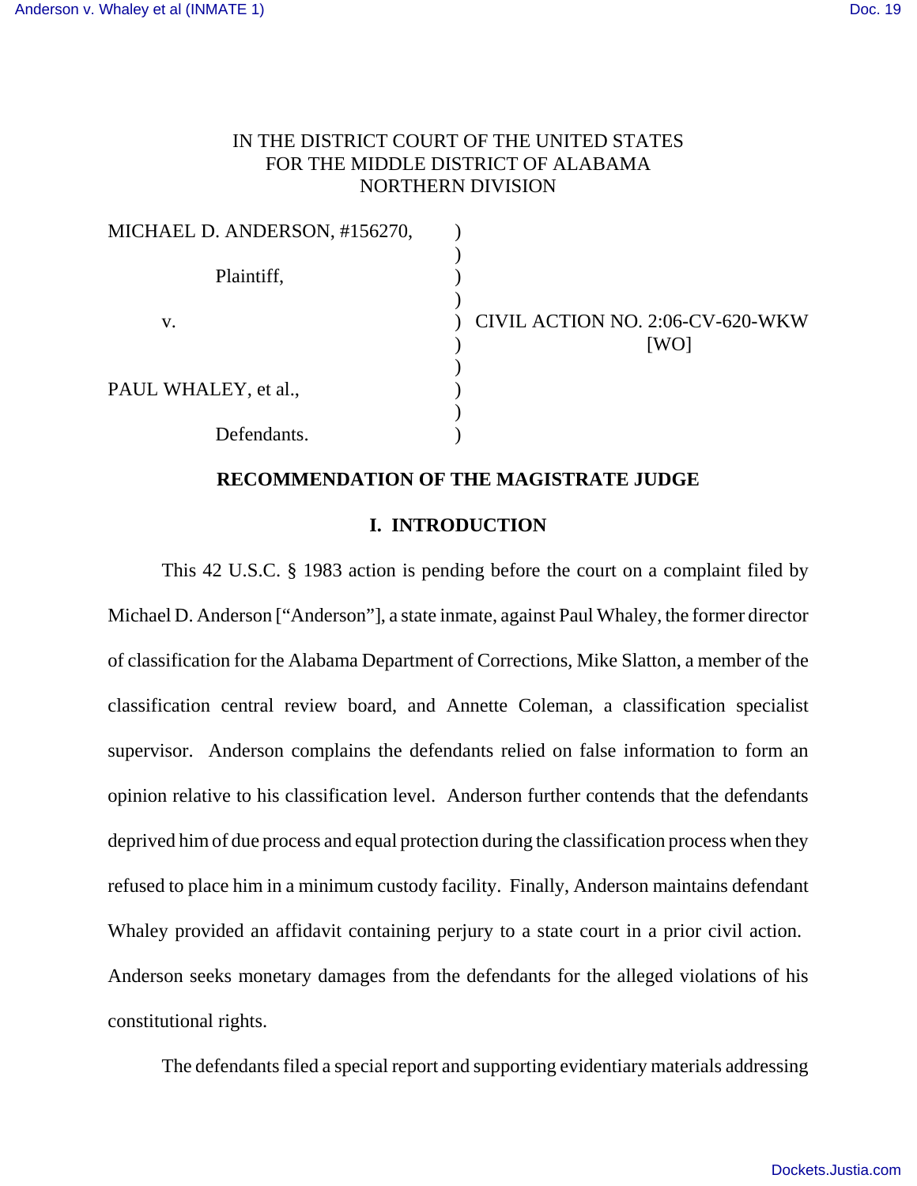IN THE DISTRICT COURT OF THE UNITED STATES
FOR THE MIDDLE DISTRICT OF ALABAMA
NORTHERN DIVISION

| | | |
|---|---|---|
| MICHAEL D. ANDERSON, #156270, | ) | |
| Plaintiff, | ) | |
| v. | ) | CIVIL ACTION NO. 2:06-CV-620-WKW [WO] |
| PAUL WHALEY, et al., | ) | |
| Defendants. | ) | |

## RECOMMENDATION OF THE MAGISTRATE JUDGE

### I. INTRODUCTION

This 42 U.S.C. § 1983 action is pending before the court on a complaint filed by Michael D. Anderson ["Anderson"], a state inmate, against Paul Whaley, the former director of classification for the Alabama Department of Corrections, Mike Slatton, a member of the classification central review board, and Annette Coleman, a classification specialist supervisor. Anderson complains the defendants relied on false information to form an opinion relative to his classification level. Anderson further contends that the defendants deprived him of due process and equal protection during the classification process when they refused to place him in a minimum custody facility. Finally, Anderson maintains defendant Whaley provided an affidavit containing perjury to a state court in a prior civil action. Anderson seeks monetary damages from the defendants for the alleged violations of his constitutional rights.

The defendants filed a special report and supporting evidentiary materials addressing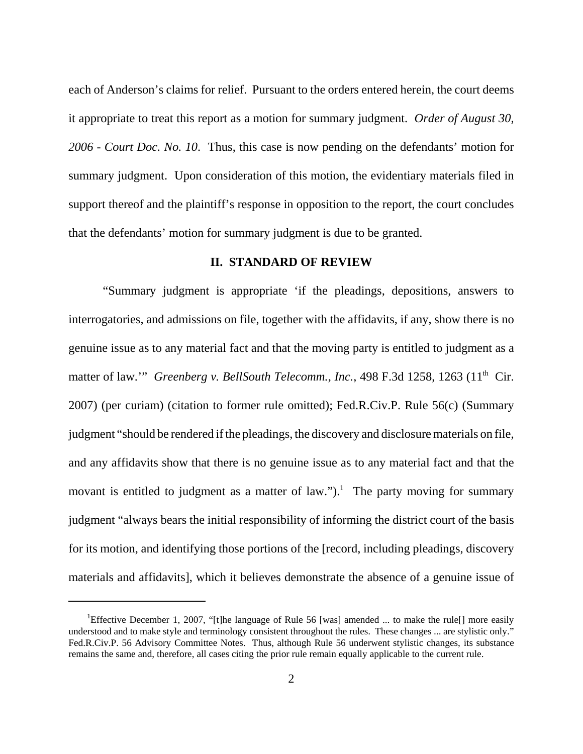each of Anderson's claims for relief. Pursuant to the orders entered herein, the court deems it appropriate to treat this report as a motion for summary judgment. *Order of August 30, 2006 - Court Doc. No. 10.* Thus, this case is now pending on the defendants' motion for summary judgment. Upon consideration of this motion, the evidentiary materials filed in support thereof and the plaintiff's response in opposition to the report, the court concludes that the defendants' motion for summary judgment is due to be granted.

## II. STANDARD OF REVIEW

"Summary judgment is appropriate 'if the pleadings, depositions, answers to interrogatories, and admissions on file, together with the affidavits, if any, show there is no genuine issue as to any material fact and that the moving party is entitled to judgment as a matter of law.'" *Greenberg v. BellSouth Telecomm., Inc.*, 498 F.3d 1258, 1263 (11th Cir. 2007) (per curiam) (citation to former rule omitted); Fed.R.Civ.P. Rule 56(c) (Summary judgment "should be rendered if the pleadings, the discovery and disclosure materials on file, and any affidavits show that there is no genuine issue as to any material fact and that the movant is entitled to judgment as a matter of law.").[1] The party moving for summary judgment "always bears the initial responsibility of informing the district court of the basis for its motion, and identifying those portions of the [record, including pleadings, discovery materials and affidavits], which it believes demonstrate the absence of a genuine issue of

---

[1] Effective December 1, 2007, "[t]he language of Rule 56 [was] amended ... to make the rule[] more easily understood and to make style and terminology consistent throughout the rules. These changes ... are stylistic only." Fed.R.Civ.P. 56 Advisory Committee Notes. Thus, although Rule 56 underwent stylistic changes, its substance remains the same and, therefore, all cases citing the prior rule remain equally applicable to the current rule.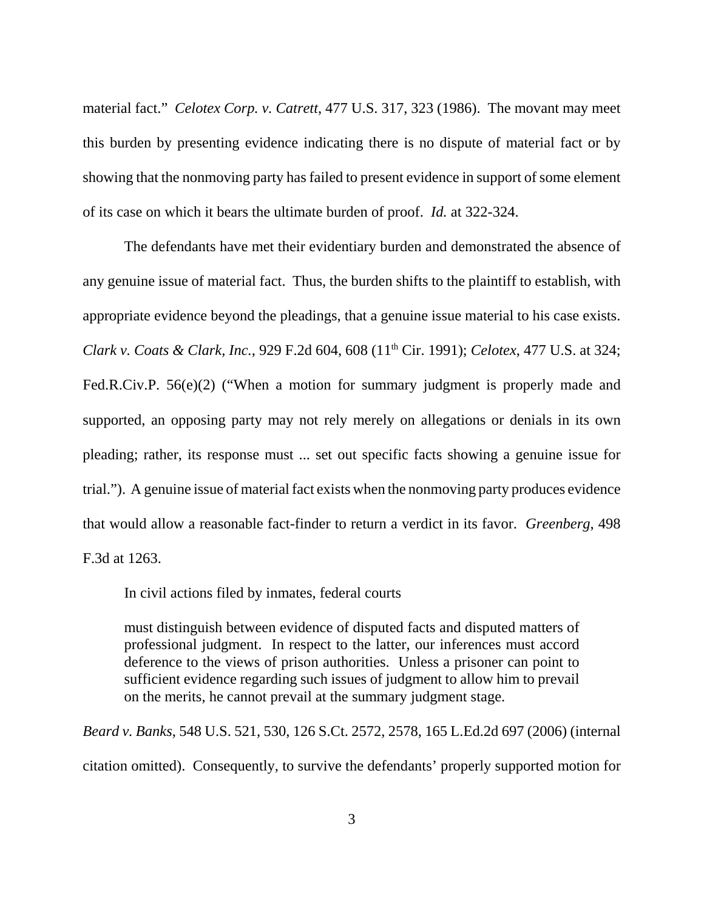material fact." *Celotex Corp. v. Catrett*, 477 U.S. 317, 323 (1986). The movant may meet this burden by presenting evidence indicating there is no dispute of material fact or by showing that the nonmoving party has failed to present evidence in support of some element of its case on which it bears the ultimate burden of proof. *Id.* at 322-324.

The defendants have met their evidentiary burden and demonstrated the absence of any genuine issue of material fact. Thus, the burden shifts to the plaintiff to establish, with appropriate evidence beyond the pleadings, that a genuine issue material to his case exists. *Clark v. Coats & Clark, Inc.*, 929 F.2d 604, 608 (11th Cir. 1991); *Celotex*, 477 U.S. at 324; Fed.R.Civ.P. 56(e)(2) ("When a motion for summary judgment is properly made and supported, an opposing party may not rely merely on allegations or denials in its own pleading; rather, its response must ... set out specific facts showing a genuine issue for trial."). A genuine issue of material fact exists when the nonmoving party produces evidence that would allow a reasonable fact-finder to return a verdict in its favor. *Greenberg*, 498 F.3d at 1263.

In civil actions filed by inmates, federal courts

> must distinguish between evidence of disputed facts and disputed matters of professional judgment. In respect to the latter, our inferences must accord deference to the views of prison authorities. Unless a prisoner can point to sufficient evidence regarding such issues of judgment to allow him to prevail on the merits, he cannot prevail at the summary judgment stage.

*Beard v. Banks*, 548 U.S. 521, 530, 126 S.Ct. 2572, 2578, 165 L.Ed.2d 697 (2006) (internal citation omitted). Consequently, to survive the defendants' properly supported motion for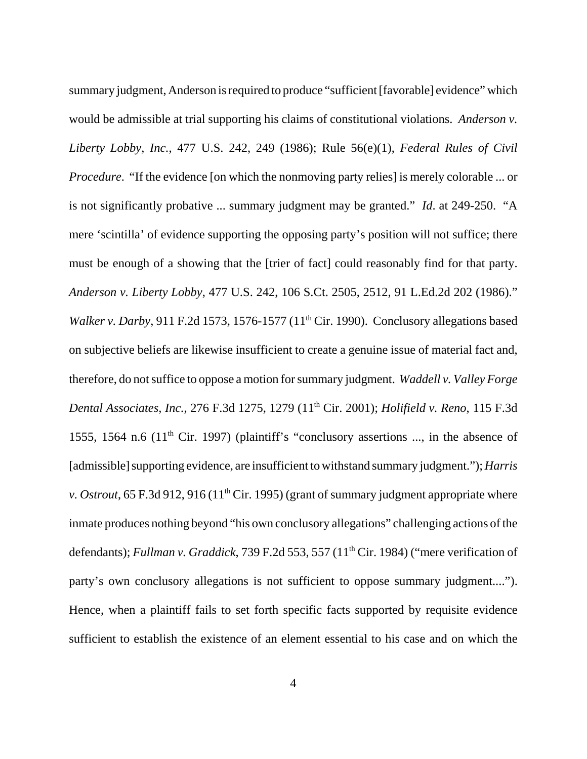summary judgment, Anderson is required to produce "sufficient [favorable] evidence" which would be admissible at trial supporting his claims of constitutional violations. *Anderson v. Liberty Lobby, Inc.*, 477 U.S. 242, 249 (1986); Rule 56(e)(1), *Federal Rules of Civil Procedure*. "If the evidence [on which the nonmoving party relies] is merely colorable ... or is not significantly probative ... summary judgment may be granted." *Id*. at 249-250. "A mere 'scintilla' of evidence supporting the opposing party's position will not suffice; there must be enough of a showing that the [trier of fact] could reasonably find for that party. *Anderson v. Liberty Lobby*, 477 U.S. 242, 106 S.Ct. 2505, 2512, 91 L.Ed.2d 202 (1986)." *Walker v. Darby*, 911 F.2d 1573, 1576-1577 (11th Cir. 1990). Conclusory allegations based on subjective beliefs are likewise insufficient to create a genuine issue of material fact and, therefore, do not suffice to oppose a motion for summary judgment. *Waddell v. Valley Forge Dental Associates, Inc.*, 276 F.3d 1275, 1279 (11th Cir. 2001); *Holifield v. Reno*, 115 F.3d 1555, 1564 n.6 (11th Cir. 1997) (plaintiff's "conclusory assertions ..., in the absence of [admissible] supporting evidence, are insufficient to withstand summary judgment."); *Harris v. Ostrout*, 65 F.3d 912, 916 (11th Cir. 1995) (grant of summary judgment appropriate where inmate produces nothing beyond "his own conclusory allegations" challenging actions of the defendants); *Fullman v. Graddick*, 739 F.2d 553, 557 (11th Cir. 1984) ("mere verification of party's own conclusory allegations is not sufficient to oppose summary judgment...."). Hence, when a plaintiff fails to set forth specific facts supported by requisite evidence sufficient to establish the existence of an element essential to his case and on which the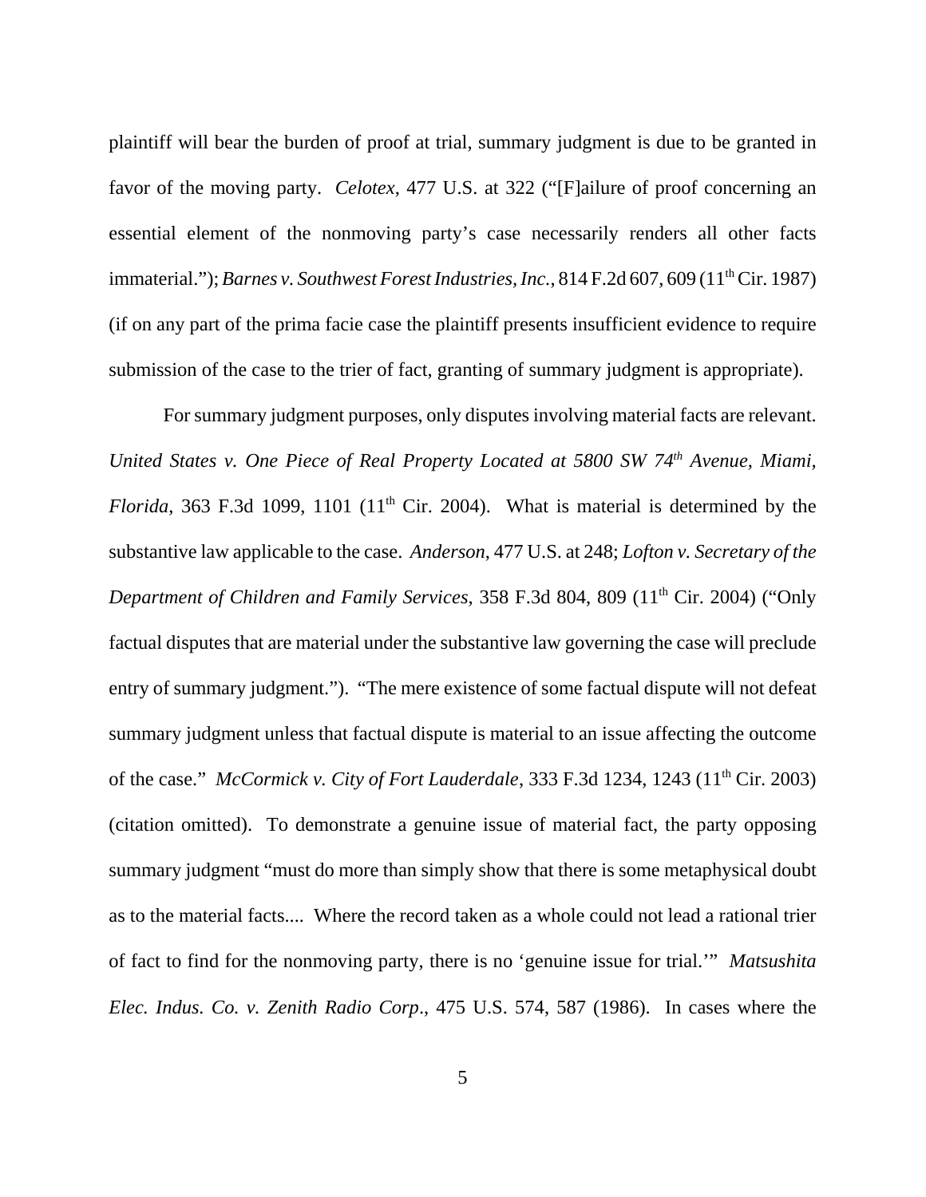plaintiff will bear the burden of proof at trial, summary judgment is due to be granted in favor of the moving party. *Celotex*, 477 U.S. at 322 ("[F]ailure of proof concerning an essential element of the nonmoving party's case necessarily renders all other facts immaterial."); *Barnes v. Southwest Forest Industries, Inc.*, 814 F.2d 607, 609 (11th Cir. 1987) (if on any part of the prima facie case the plaintiff presents insufficient evidence to require submission of the case to the trier of fact, granting of summary judgment is appropriate).

For summary judgment purposes, only disputes involving material facts are relevant. *United States v. One Piece of Real Property Located at 5800 SW 74th Avenue, Miami, Florida*, 363 F.3d 1099, 1101 (11th Cir. 2004). What is material is determined by the substantive law applicable to the case. *Anderson*, 477 U.S. at 248; *Lofton v. Secretary of the Department of Children and Family Services*, 358 F.3d 804, 809 (11th Cir. 2004) ("Only factual disputes that are material under the substantive law governing the case will preclude entry of summary judgment."). "The mere existence of some factual dispute will not defeat summary judgment unless that factual dispute is material to an issue affecting the outcome of the case." *McCormick v. City of Fort Lauderdale*, 333 F.3d 1234, 1243 (11th Cir. 2003) (citation omitted). To demonstrate a genuine issue of material fact, the party opposing summary judgment "must do more than simply show that there is some metaphysical doubt as to the material facts.... Where the record taken as a whole could not lead a rational trier of fact to find for the nonmoving party, there is no 'genuine issue for trial.'" *Matsushita Elec. Indus. Co. v. Zenith Radio Corp.*, 475 U.S. 574, 587 (1986). In cases where the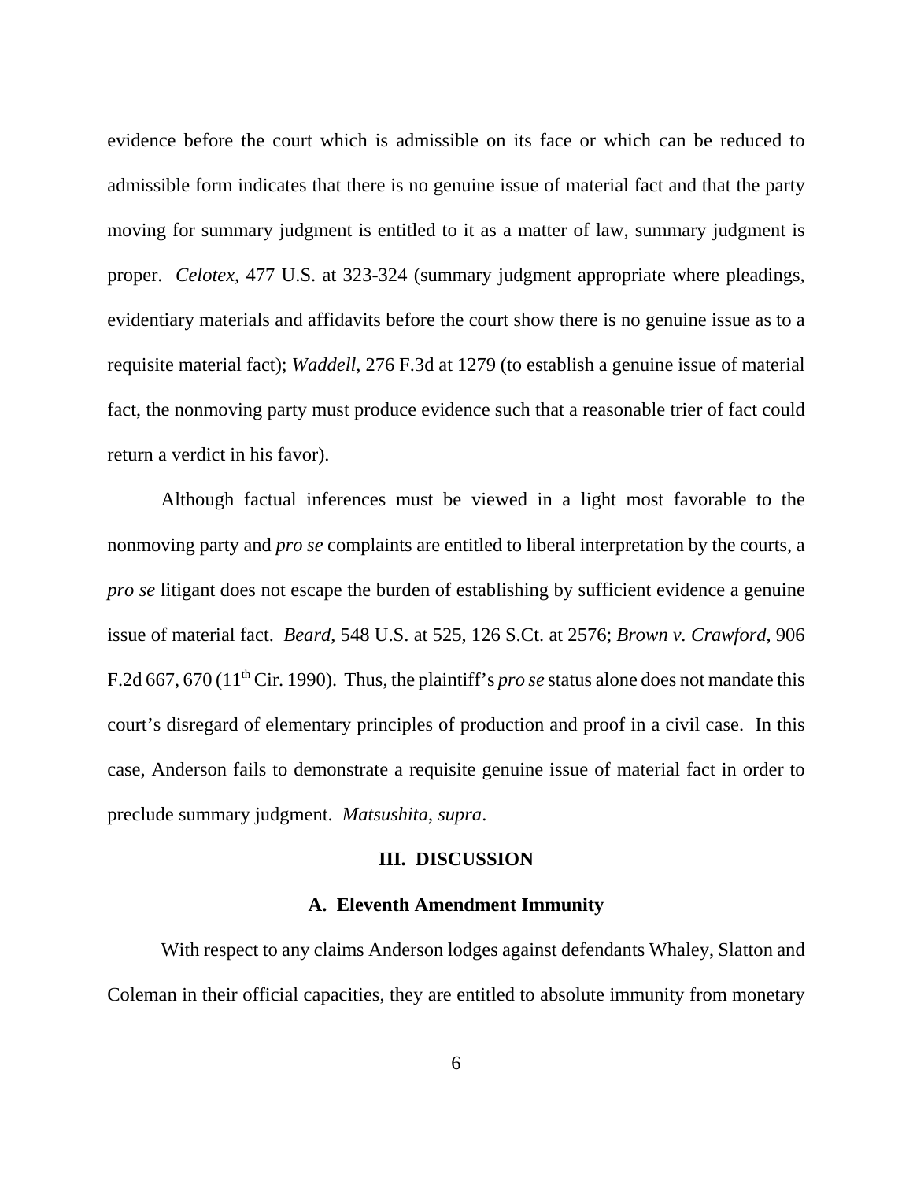evidence before the court which is admissible on its face or which can be reduced to admissible form indicates that there is no genuine issue of material fact and that the party moving for summary judgment is entitled to it as a matter of law, summary judgment is proper. *Celotex*, 477 U.S. at 323-324 (summary judgment appropriate where pleadings, evidentiary materials and affidavits before the court show there is no genuine issue as to a requisite material fact); *Waddell*, 276 F.3d at 1279 (to establish a genuine issue of material fact, the nonmoving party must produce evidence such that a reasonable trier of fact could return a verdict in his favor).

Although factual inferences must be viewed in a light most favorable to the nonmoving party and *pro se* complaints are entitled to liberal interpretation by the courts, a *pro se* litigant does not escape the burden of establishing by sufficient evidence a genuine issue of material fact. *Beard*, 548 U.S. at 525, 126 S.Ct. at 2576; *Brown v. Crawford*, 906 F.2d 667, 670 (11th Cir. 1990). Thus, the plaintiff's *pro se* status alone does not mandate this court's disregard of elementary principles of production and proof in a civil case. In this case, Anderson fails to demonstrate a requisite genuine issue of material fact in order to preclude summary judgment. *Matsushita*, *supra*.

## III. DISCUSSION

### A. Eleventh Amendment Immunity

With respect to any claims Anderson lodges against defendants Whaley, Slatton and Coleman in their official capacities, they are entitled to absolute immunity from monetary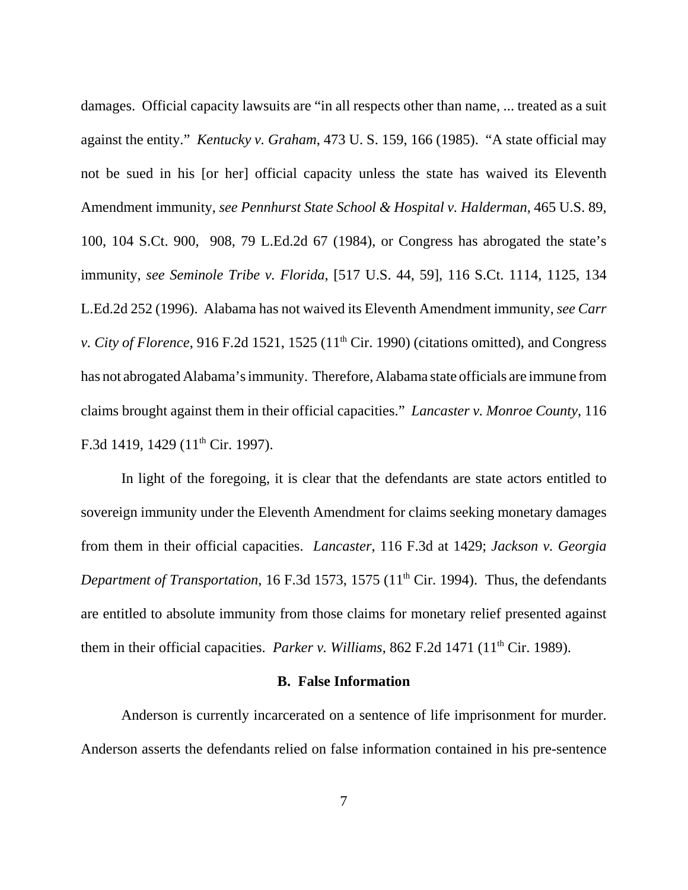damages. Official capacity lawsuits are "in all respects other than name, ... treated as a suit against the entity." *Kentucky v. Graham*, 473 U. S. 159, 166 (1985). "A state official may not be sued in his [or her] official capacity unless the state has waived its Eleventh Amendment immunity, *see Pennhurst State School & Hospital v. Halderman*, 465 U.S. 89, 100, 104 S.Ct. 900, 908, 79 L.Ed.2d 67 (1984), or Congress has abrogated the state's immunity, *see Seminole Tribe v. Florida*, [517 U.S. 44, 59], 116 S.Ct. 1114, 1125, 134 L.Ed.2d 252 (1996). Alabama has not waived its Eleventh Amendment immunity, *see Carr v. City of Florence*, 916 F.2d 1521, 1525 (11th Cir. 1990) (citations omitted), and Congress has not abrogated Alabama's immunity. Therefore, Alabama state officials are immune from claims brought against them in their official capacities." *Lancaster v. Monroe County*, 116 F.3d 1419, 1429 (11th Cir. 1997).

In light of the foregoing, it is clear that the defendants are state actors entitled to sovereign immunity under the Eleventh Amendment for claims seeking monetary damages from them in their official capacities. *Lancaster*, 116 F.3d at 1429; *Jackson v. Georgia Department of Transportation*, 16 F.3d 1573, 1575 (11th Cir. 1994). Thus, the defendants are entitled to absolute immunity from those claims for monetary relief presented against them in their official capacities. *Parker v. Williams*, 862 F.2d 1471 (11th Cir. 1989).

### B. False Information

Anderson is currently incarcerated on a sentence of life imprisonment for murder. Anderson asserts the defendants relied on false information contained in his pre-sentence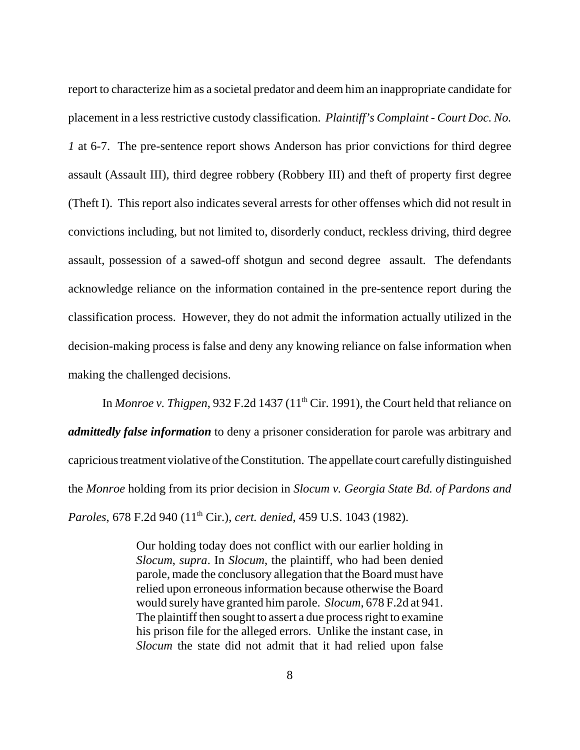report to characterize him as a societal predator and deem him an inappropriate candidate for placement in a less restrictive custody classification. *Plaintiff's Complaint - Court Doc. No. 1* at 6-7. The pre-sentence report shows Anderson has prior convictions for third degree assault (Assault III), third degree robbery (Robbery III) and theft of property first degree (Theft I). This report also indicates several arrests for other offenses which did not result in convictions including, but not limited to, disorderly conduct, reckless driving, third degree assault, possession of a sawed-off shotgun and second degree assault. The defendants acknowledge reliance on the information contained in the pre-sentence report during the classification process. However, they do not admit the information actually utilized in the decision-making process is false and deny any knowing reliance on false information when making the challenged decisions.

In *Monroe v. Thigpen*, 932 F.2d 1437 (11th Cir. 1991), the Court held that reliance on ***admittedly false information*** to deny a prisoner consideration for parole was arbitrary and capricious treatment violative of the Constitution. The appellate court carefully distinguished the *Monroe* holding from its prior decision in *Slocum v. Georgia State Bd. of Pardons and Paroles*, 678 F.2d 940 (11th Cir.), *cert. denied*, 459 U.S. 1043 (1982).

> Our holding today does not conflict with our earlier holding in *Slocum*, *supra*. In *Slocum*, the plaintiff, who had been denied parole, made the conclusory allegation that the Board must have relied upon erroneous information because otherwise the Board would surely have granted him parole. *Slocum*, 678 F.2d at 941. The plaintiff then sought to assert a due process right to examine his prison file for the alleged errors. Unlike the instant case, in *Slocum* the state did not admit that it had relied upon false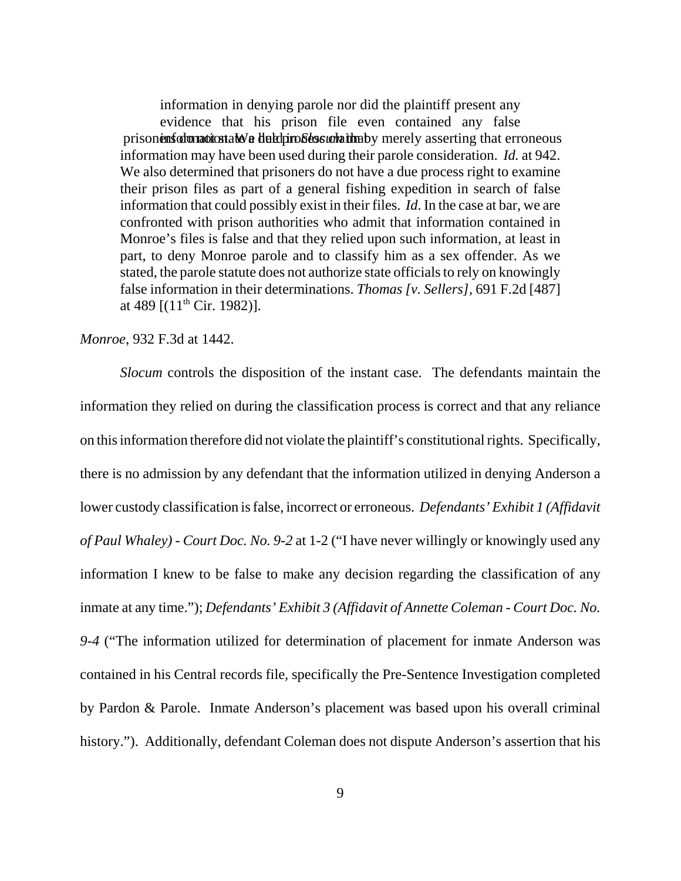> information in denying parole nor did the plaintiff present any evidence that his prison file even contained any false information. We held in *Slocum* that prisoners do not state a due process claim by merely asserting that erroneous information may have been used during their parole consideration. *Id.* at 942. We also determined that prisoners do not have a due process right to examine their prison files as part of a general fishing expedition in search of false information that could possibly exist in their files. *Id*. In the case at bar, we are confronted with prison authorities who admit that information contained in Monroe's files is false and that they relied upon such information, at least in part, to deny Monroe parole and to classify him as a sex offender. As we stated, the parole statute does not authorize state officials to rely on knowingly false information in their determinations. *Thomas [v. Sellers]*, 691 F.2d [487] at 489 [(11th Cir. 1982)].

*Monroe*, 932 F.3d at 1442.

*Slocum* controls the disposition of the instant case. The defendants maintain the information they relied on during the classification process is correct and that any reliance on this information therefore did not violate the plaintiff's constitutional rights. Specifically, there is no admission by any defendant that the information utilized in denying Anderson a lower custody classification is false, incorrect or erroneous. *Defendants' Exhibit 1 (Affidavit of Paul Whaley) - Court Doc. No. 9-2* at 1-2 ("I have never willingly or knowingly used any information I knew to be false to make any decision regarding the classification of any inmate at any time."); *Defendants' Exhibit 3 (Affidavit of Annette Coleman - Court Doc. No. 9-4* ("The information utilized for determination of placement for inmate Anderson was contained in his Central records file, specifically the Pre-Sentence Investigation completed by Pardon & Parole. Inmate Anderson's placement was based upon his overall criminal history."). Additionally, defendant Coleman does not dispute Anderson's assertion that his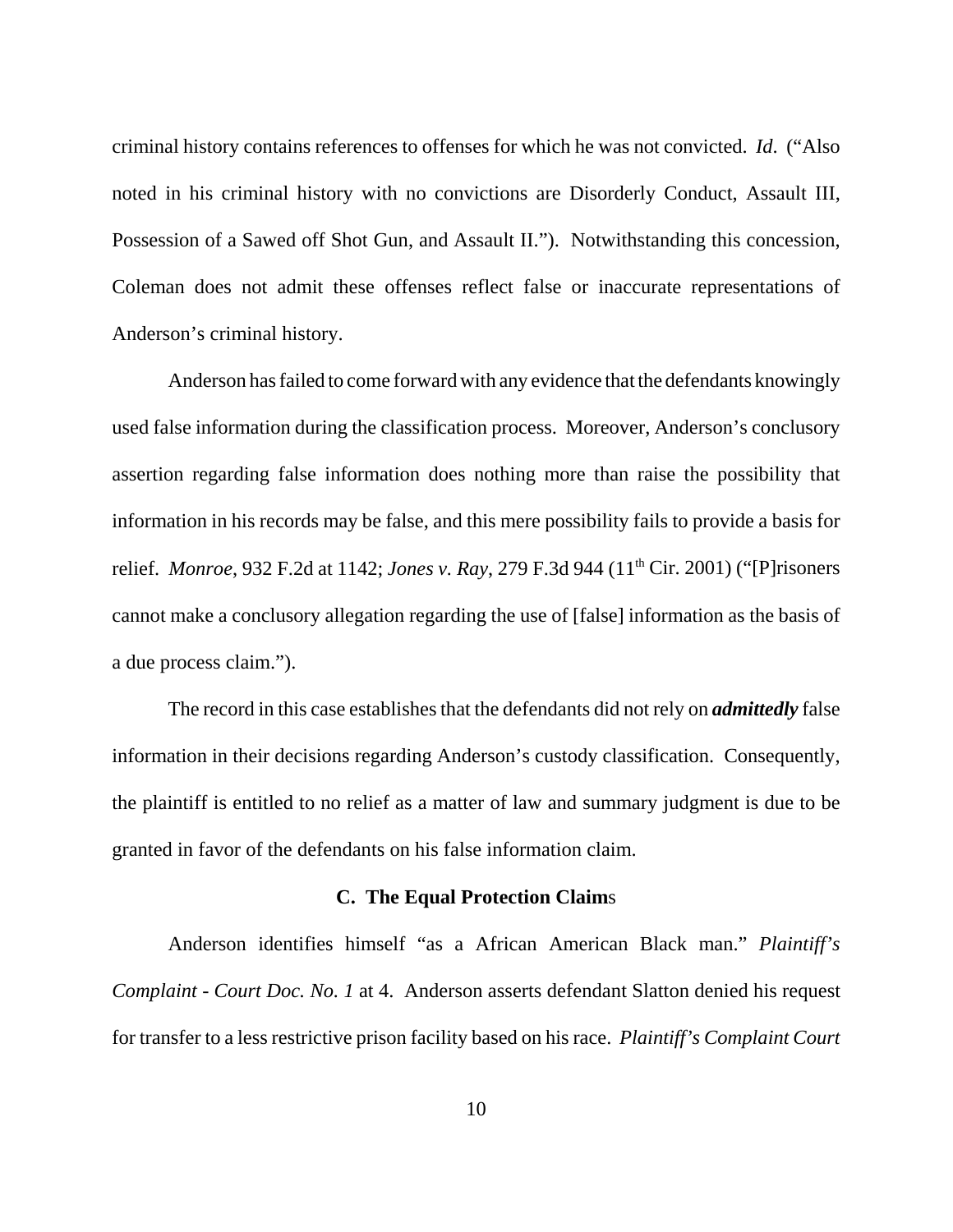criminal history contains references to offenses for which he was not convicted. *Id*. ("Also noted in his criminal history with no convictions are Disorderly Conduct, Assault III, Possession of a Sawed off Shot Gun, and Assault II."). Notwithstanding this concession, Coleman does not admit these offenses reflect false or inaccurate representations of Anderson's criminal history.

Anderson has failed to come forward with any evidence that the defendants knowingly used false information during the classification process. Moreover, Anderson's conclusory assertion regarding false information does nothing more than raise the possibility that information in his records may be false, and this mere possibility fails to provide a basis for relief. *Monroe*, 932 F.2d at 1142; *Jones v. Ray*, 279 F.3d 944 (11th Cir. 2001) ("[P]risoners cannot make a conclusory allegation regarding the use of [false] information as the basis of a due process claim.").

The record in this case establishes that the defendants did not rely on ***admittedly*** false information in their decisions regarding Anderson's custody classification. Consequently, the plaintiff is entitled to no relief as a matter of law and summary judgment is due to be granted in favor of the defendants on his false information claim.

### C. The Equal Protection Claims

Anderson identifies himself "as a African American Black man." *Plaintiff's Complaint - Court Doc. No. 1* at 4. Anderson asserts defendant Slatton denied his request for transfer to a less restrictive prison facility based on his race. *Plaintiff's Complaint Court*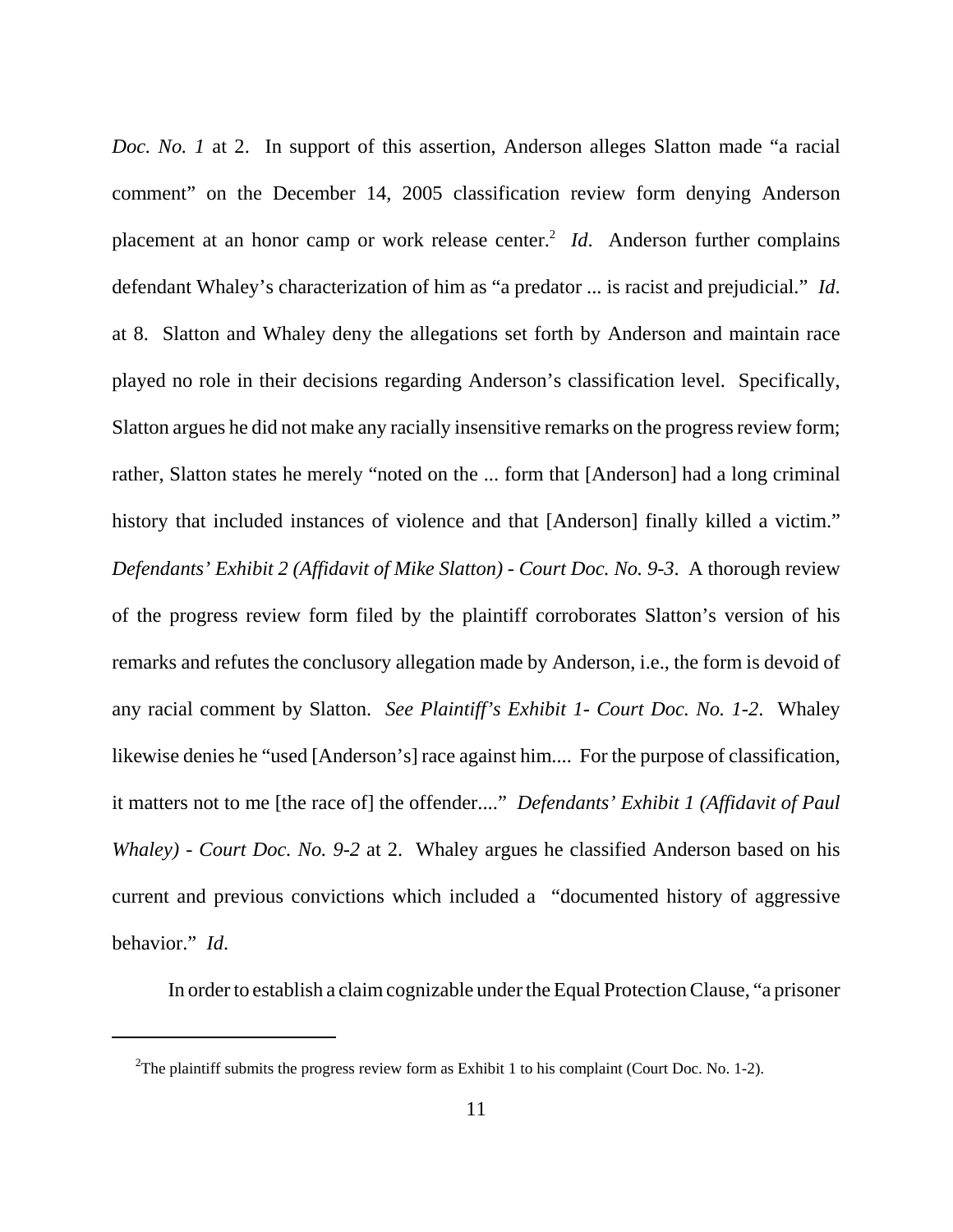*Doc. No. 1* at 2. In support of this assertion, Anderson alleges Slatton made "a racial comment" on the December 14, 2005 classification review form denying Anderson placement at an honor camp or work release center.[2] *Id*. Anderson further complains defendant Whaley's characterization of him as "a predator ... is racist and prejudicial." *Id*. at 8. Slatton and Whaley deny the allegations set forth by Anderson and maintain race played no role in their decisions regarding Anderson's classification level. Specifically, Slatton argues he did not make any racially insensitive remarks on the progress review form; rather, Slatton states he merely "noted on the ... form that [Anderson] had a long criminal history that included instances of violence and that [Anderson] finally killed a victim." *Defendants' Exhibit 2 (Affidavit of Mike Slatton) - Court Doc. No. 9-3*. A thorough review of the progress review form filed by the plaintiff corroborates Slatton's version of his remarks and refutes the conclusory allegation made by Anderson, i.e., the form is devoid of any racial comment by Slatton. *See Plaintiff's Exhibit 1- Court Doc. No. 1-2*. Whaley likewise denies he "used [Anderson's] race against him.... For the purpose of classification, it matters not to me [the race of] the offender...." *Defendants' Exhibit 1 (Affidavit of Paul Whaley) - Court Doc. No. 9-2* at 2. Whaley argues he classified Anderson based on his current and previous convictions which included a "documented history of aggressive behavior." *Id*.

In order to establish a claim cognizable under the Equal Protection Clause, "a prisoner

---

[2]The plaintiff submits the progress review form as Exhibit 1 to his complaint (Court Doc. No. 1-2).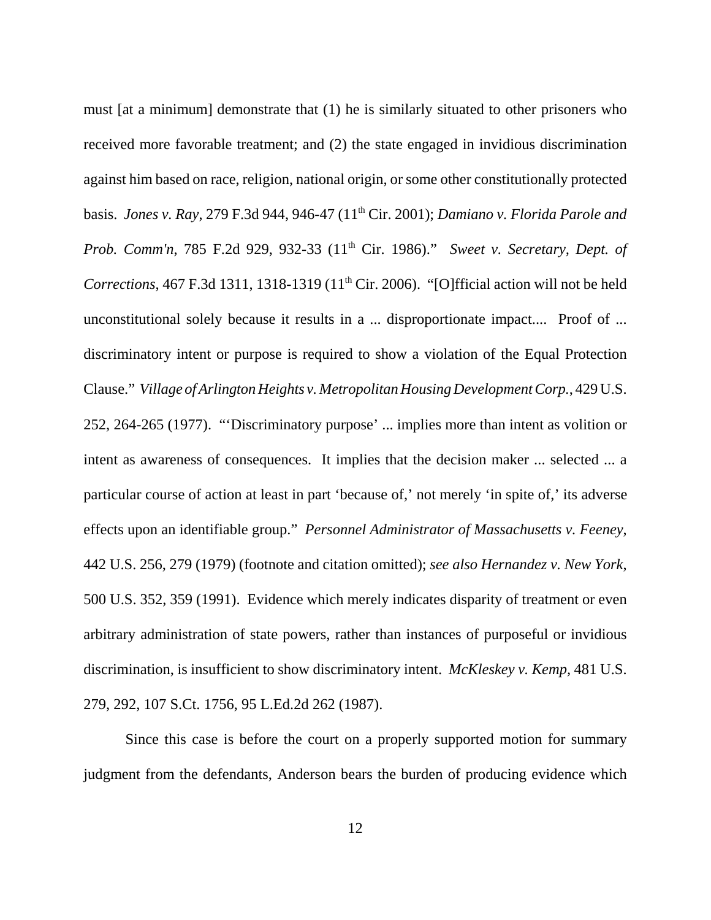must [at a minimum] demonstrate that (1) he is similarly situated to other prisoners who received more favorable treatment; and (2) the state engaged in invidious discrimination against him based on race, religion, national origin, or some other constitutionally protected basis. *Jones v. Ray*, 279 F.3d 944, 946-47 (11th Cir. 2001); *Damiano v. Florida Parole and Prob. Comm'n*, 785 F.2d 929, 932-33 (11th Cir. 1986)." *Sweet v. Secretary, Dept. of Corrections*, 467 F.3d 1311, 1318-1319 (11th Cir. 2006). "[O]fficial action will not be held unconstitutional solely because it results in a ... disproportionate impact.... Proof of ... discriminatory intent or purpose is required to show a violation of the Equal Protection Clause." *Village of Arlington Heights v. Metropolitan Housing Development Corp.*, 429 U.S. 252, 264-265 (1977). "'Discriminatory purpose' ... implies more than intent as volition or intent as awareness of consequences. It implies that the decision maker ... selected ... a particular course of action at least in part 'because of,' not merely 'in spite of,' its adverse effects upon an identifiable group." *Personnel Administrator of Massachusetts v. Feeney*, 442 U.S. 256, 279 (1979) (footnote and citation omitted); *see also Hernandez v. New York*, 500 U.S. 352, 359 (1991). Evidence which merely indicates disparity of treatment or even arbitrary administration of state powers, rather than instances of purposeful or invidious discrimination, is insufficient to show discriminatory intent. *McKleskey v. Kemp*, 481 U.S. 279, 292, 107 S.Ct. 1756, 95 L.Ed.2d 262 (1987).

Since this case is before the court on a properly supported motion for summary judgment from the defendants, Anderson bears the burden of producing evidence which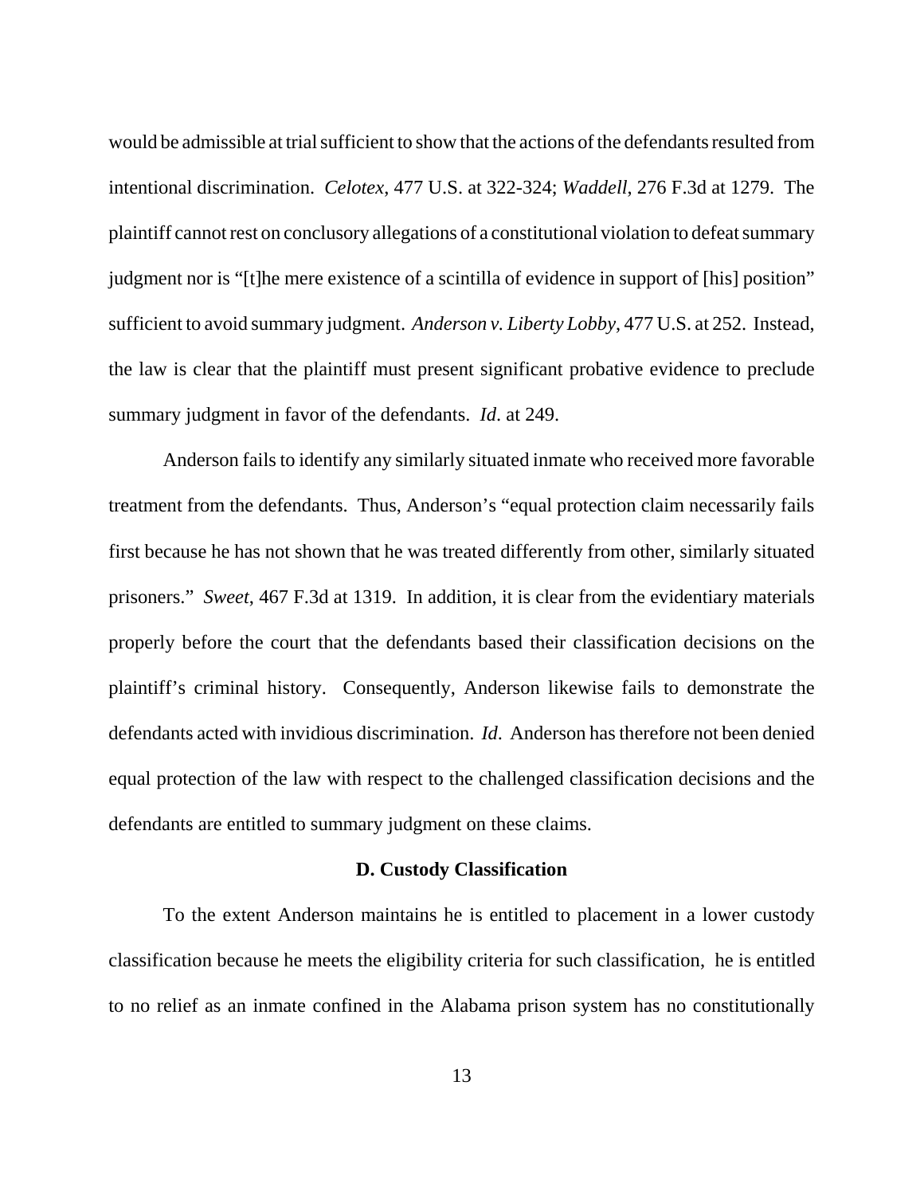would be admissible at trial sufficient to show that the actions of the defendants resulted from intentional discrimination. *Celotex*, 477 U.S. at 322-324; *Waddell*, 276 F.3d at 1279. The plaintiff cannot rest on conclusory allegations of a constitutional violation to defeat summary judgment nor is "[t]he mere existence of a scintilla of evidence in support of [his] position" sufficient to avoid summary judgment. *Anderson v. Liberty Lobby*, 477 U.S. at 252. Instead, the law is clear that the plaintiff must present significant probative evidence to preclude summary judgment in favor of the defendants. *Id*. at 249.

Anderson fails to identify any similarly situated inmate who received more favorable treatment from the defendants. Thus, Anderson's "equal protection claim necessarily fails first because he has not shown that he was treated differently from other, similarly situated prisoners." *Sweet*, 467 F.3d at 1319. In addition, it is clear from the evidentiary materials properly before the court that the defendants based their classification decisions on the plaintiff's criminal history. Consequently, Anderson likewise fails to demonstrate the defendants acted with invidious discrimination. *Id*. Anderson has therefore not been denied equal protection of the law with respect to the challenged classification decisions and the defendants are entitled to summary judgment on these claims.

### D. Custody Classification

To the extent Anderson maintains he is entitled to placement in a lower custody classification because he meets the eligibility criteria for such classification, he is entitled to no relief as an inmate confined in the Alabama prison system has no constitutionally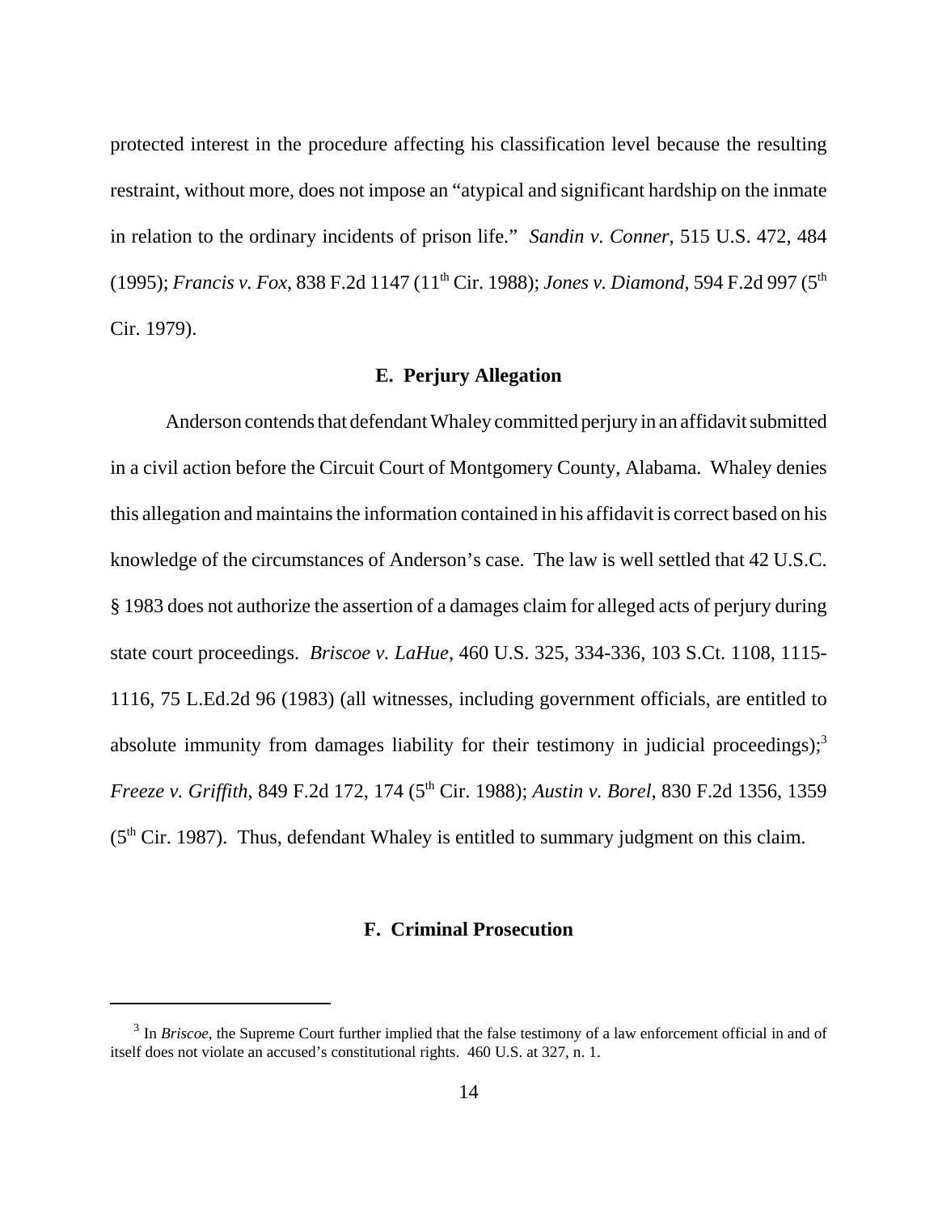protected interest in the procedure affecting his classification level because the resulting restraint, without more, does not impose an "atypical and significant hardship on the inmate in relation to the ordinary incidents of prison life." *Sandin v. Conner*, 515 U.S. 472, 484 (1995); *Francis v. Fox*, 838 F.2d 1147 (11th Cir. 1988); *Jones v. Diamond*, 594 F.2d 997 (5th Cir. 1979).

### E. Perjury Allegation

Anderson contends that defendant Whaley committed perjury in an affidavit submitted in a civil action before the Circuit Court of Montgomery County, Alabama. Whaley denies this allegation and maintains the information contained in his affidavit is correct based on his knowledge of the circumstances of Anderson's case. The law is well settled that 42 U.S.C. § 1983 does not authorize the assertion of a damages claim for alleged acts of perjury during state court proceedings. *Briscoe v. LaHue*, 460 U.S. 325, 334-336, 103 S.Ct. 1108, 1115-1116, 75 L.Ed.2d 96 (1983) (all witnesses, including government officials, are entitled to absolute immunity from damages liability for their testimony in judicial proceedings);[3] *Freeze v. Griffith*, 849 F.2d 172, 174 (5th Cir. 1988); *Austin v. Borel*, 830 F.2d 1356, 1359 (5th Cir. 1987). Thus, defendant Whaley is entitled to summary judgment on this claim.

### F. Criminal Prosecution

[3] In *Briscoe*, the Supreme Court further implied that the false testimony of a law enforcement official in and of itself does not violate an accused's constitutional rights. 460 U.S. at 327, n. 1.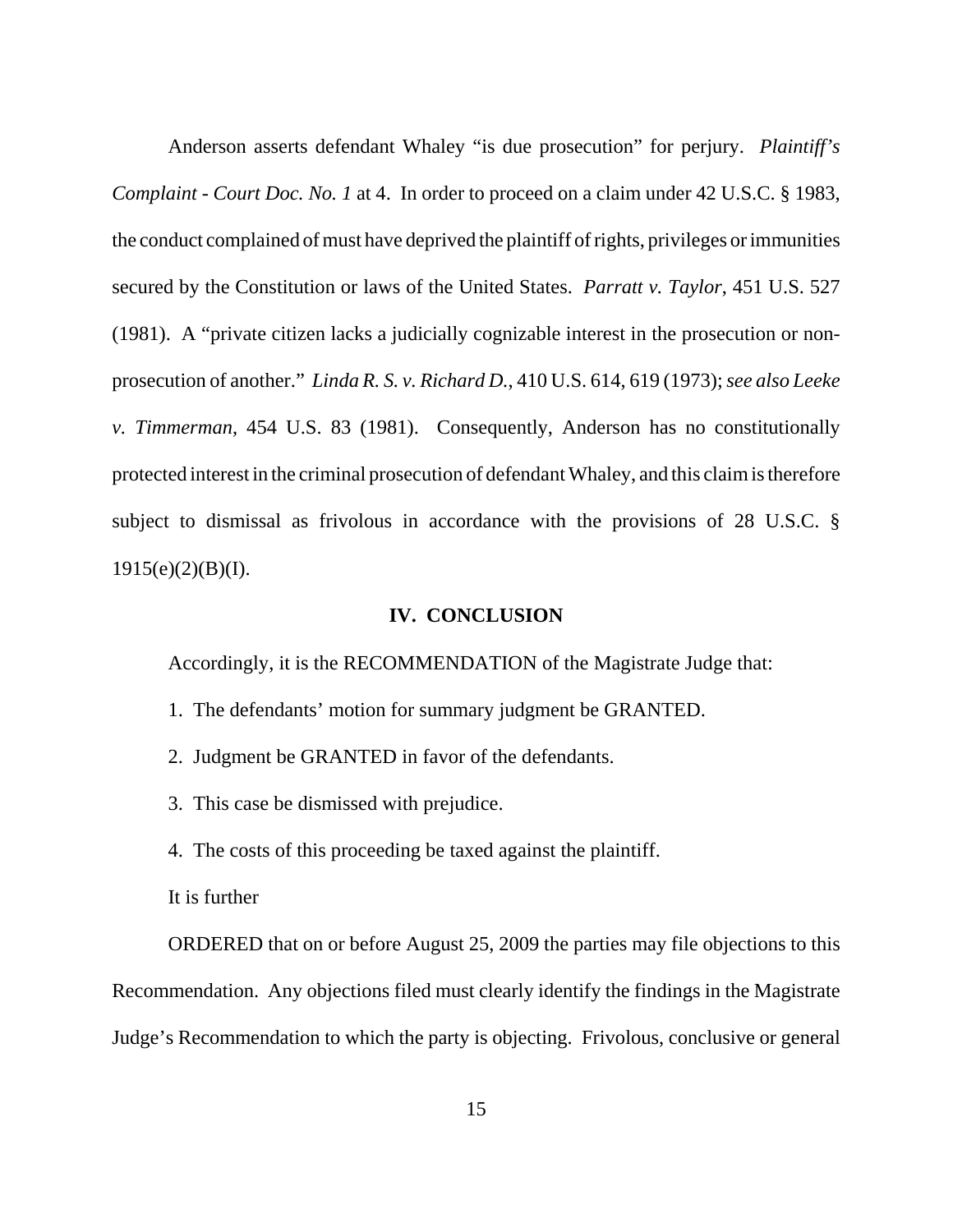Anderson asserts defendant Whaley "is due prosecution" for perjury. *Plaintiff's Complaint - Court Doc. No. 1* at 4. In order to proceed on a claim under 42 U.S.C. § 1983, the conduct complained of must have deprived the plaintiff of rights, privileges or immunities secured by the Constitution or laws of the United States. *Parratt v. Taylor*, 451 U.S. 527 (1981). A "private citizen lacks a judicially cognizable interest in the prosecution or non-prosecution of another." *Linda R. S. v. Richard D.*, 410 U.S. 614, 619 (1973); *see also Leeke v. Timmerman*, 454 U.S. 83 (1981). Consequently, Anderson has no constitutionally protected interest in the criminal prosecution of defendant Whaley, and this claim is therefore subject to dismissal as frivolous in accordance with the provisions of 28 U.S.C. § 1915(e)(2)(B)(I).

## IV. CONCLUSION

Accordingly, it is the RECOMMENDATION of the Magistrate Judge that:

1. The defendants' motion for summary judgment be GRANTED.
2. Judgment be GRANTED in favor of the defendants.
3. This case be dismissed with prejudice.
4. The costs of this proceeding be taxed against the plaintiff.

It is further

ORDERED that on or before August 25, 2009 the parties may file objections to this Recommendation. Any objections filed must clearly identify the findings in the Magistrate Judge's Recommendation to which the party is objecting. Frivolous, conclusive or general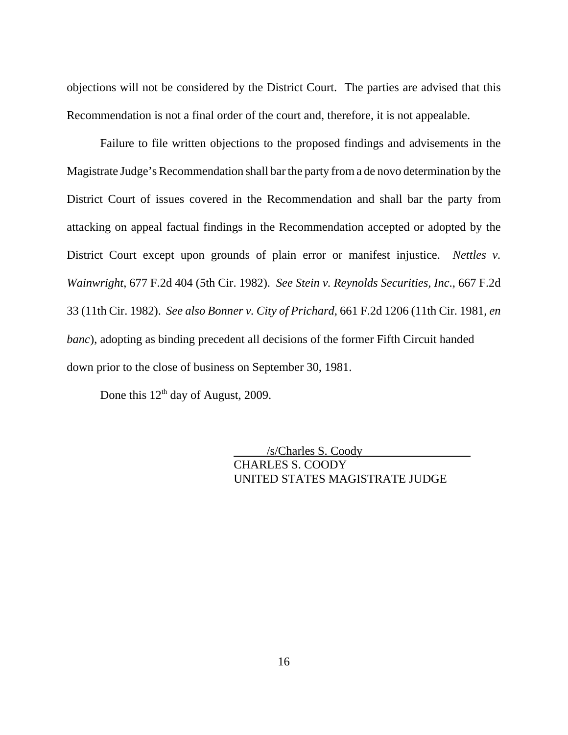objections will not be considered by the District Court. The parties are advised that this Recommendation is not a final order of the court and, therefore, it is not appealable.

Failure to file written objections to the proposed findings and advisements in the Magistrate Judge's Recommendation shall bar the party from a de novo determination by the District Court of issues covered in the Recommendation and shall bar the party from attacking on appeal factual findings in the Recommendation accepted or adopted by the District Court except upon grounds of plain error or manifest injustice. *Nettles v. Wainwright*, 677 F.2d 404 (5th Cir. 1982). *See Stein v. Reynolds Securities, Inc.*, 667 F.2d 33 (11th Cir. 1982). *See also Bonner v. City of Prichard*, 661 F.2d 1206 (11th Cir. 1981, *en banc*), adopting as binding precedent all decisions of the former Fifth Circuit handed down prior to the close of business on September 30, 1981.

Done this 12th day of August, 2009.

/s/Charles S. Coody
CHARLES S. COODY
UNITED STATES MAGISTRATE JUDGE